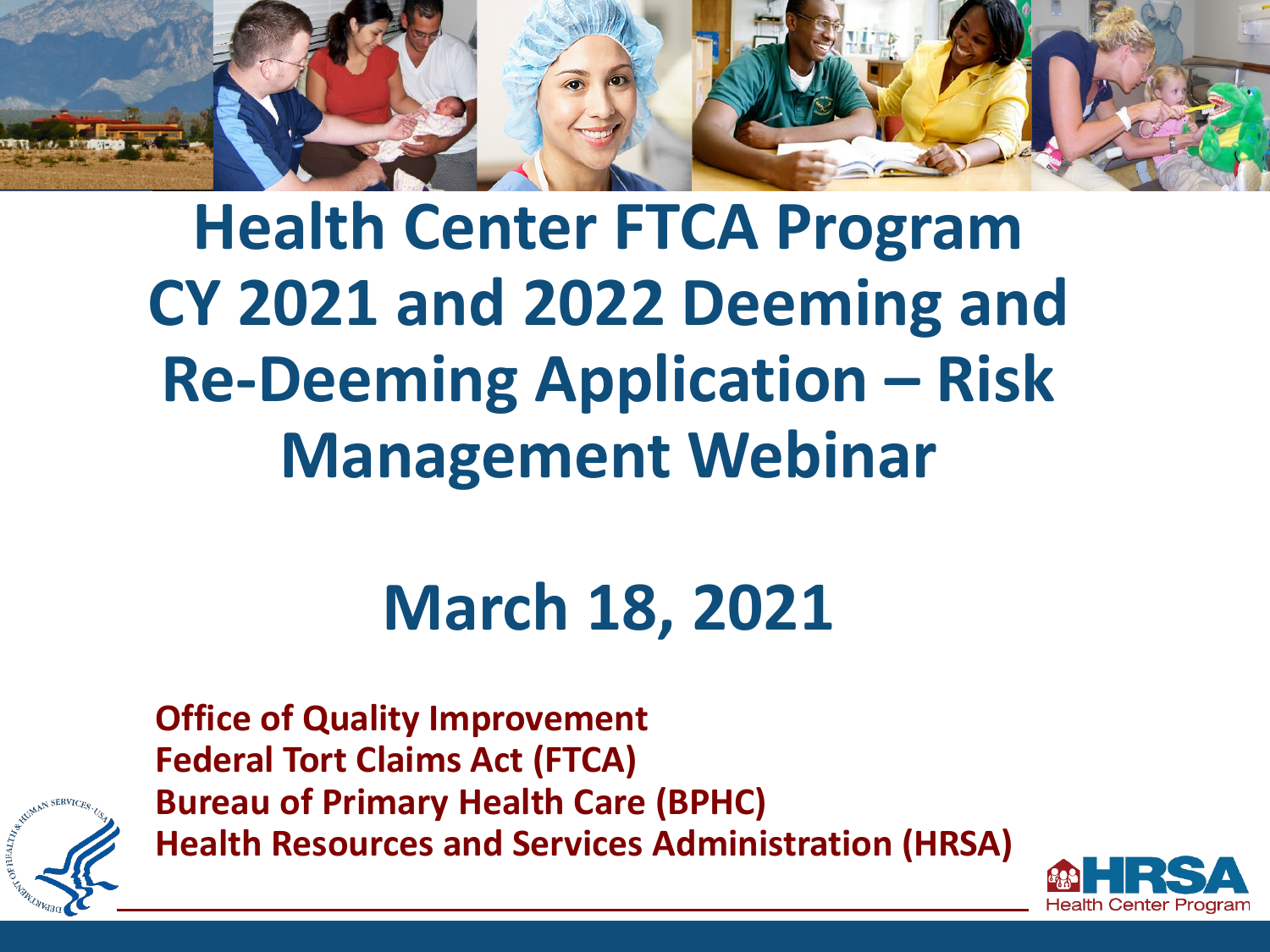# Health Center FTCA Program CY 2021 and 2022 Deeming and Re-Deeming Application – Risk Management Webinar

## March 18, 2021

**Office of Quality Improvement**
**Federal Tort Claims Act (FTCA)**
**Bureau of Primary Health Care (BPHC)**
**Health Resources and Services Administration (HRSA)**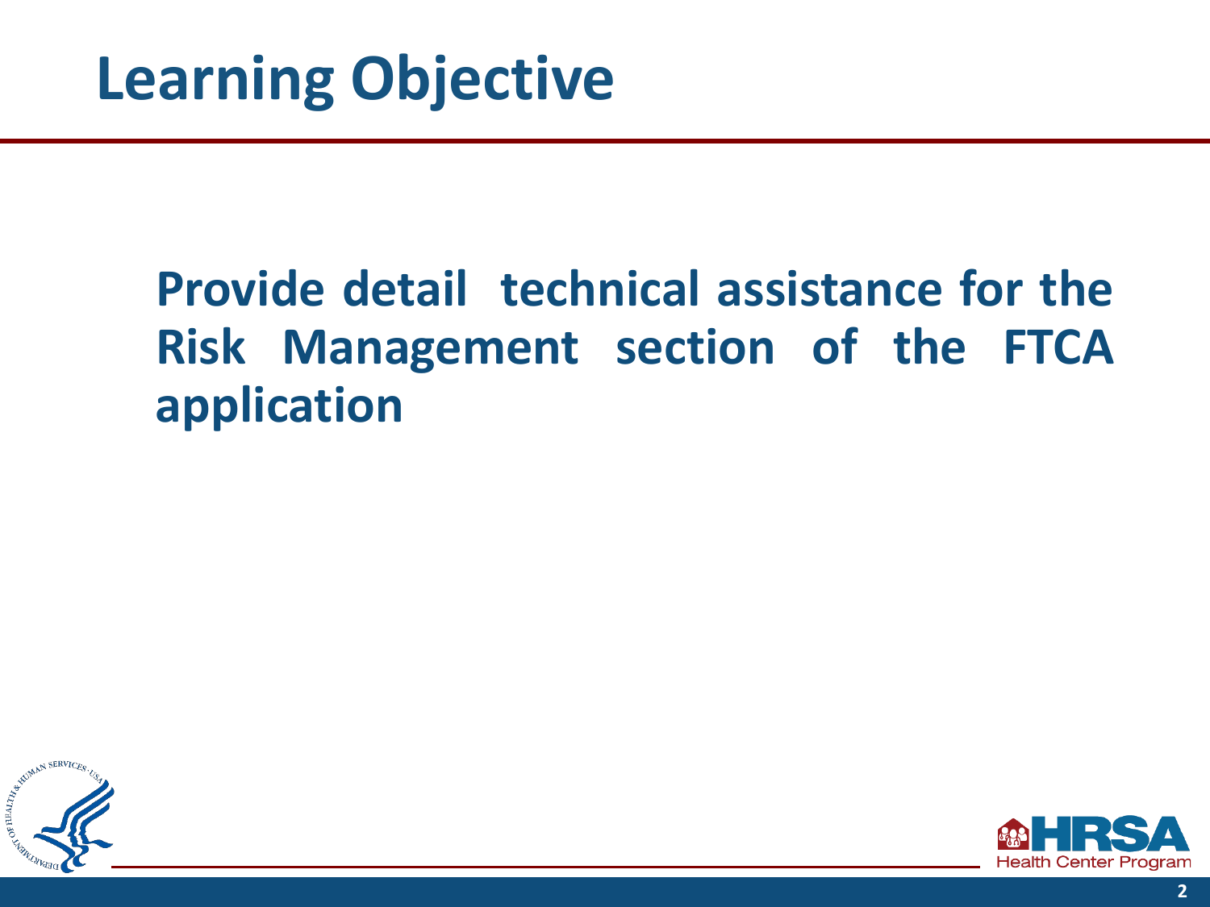# Learning Objective

**Provide detail technical assistance for the Risk Management section of the FTCA application**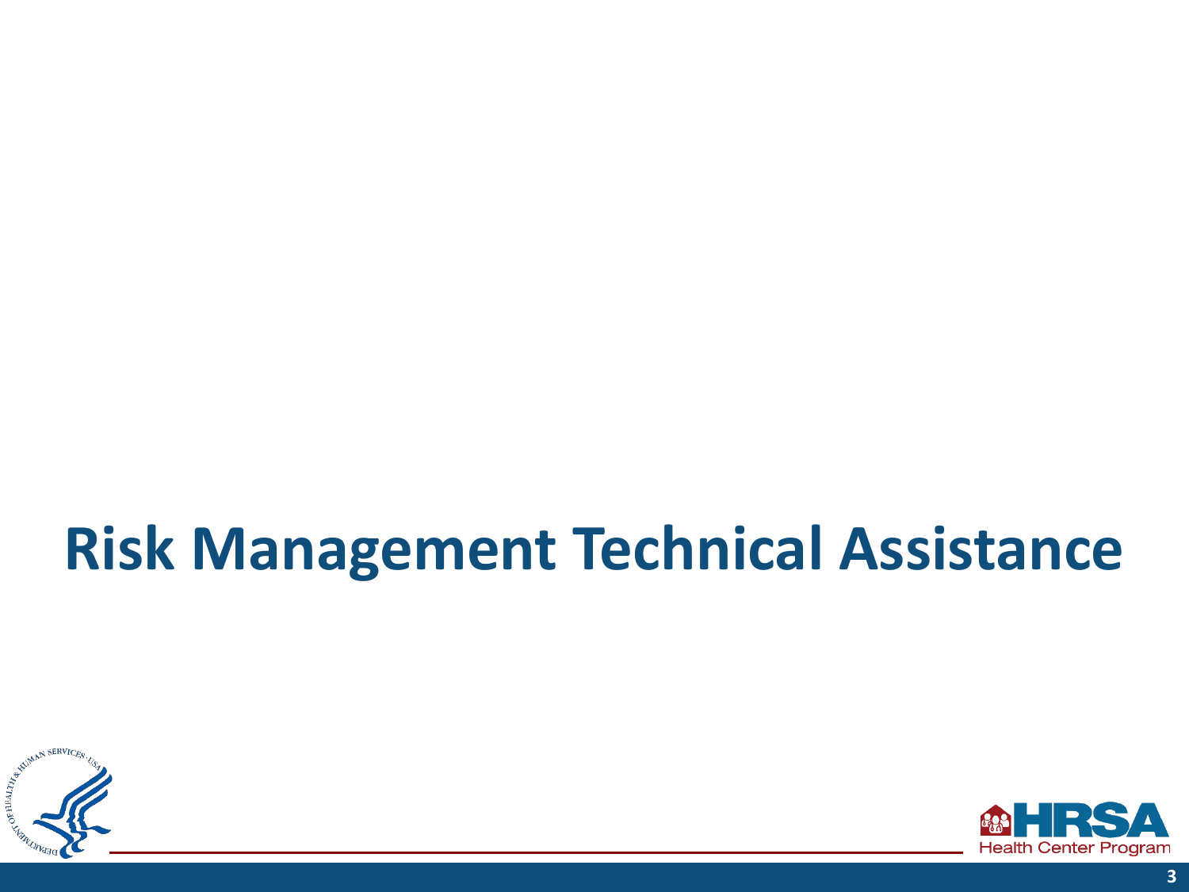# Risk Management Technical Assistance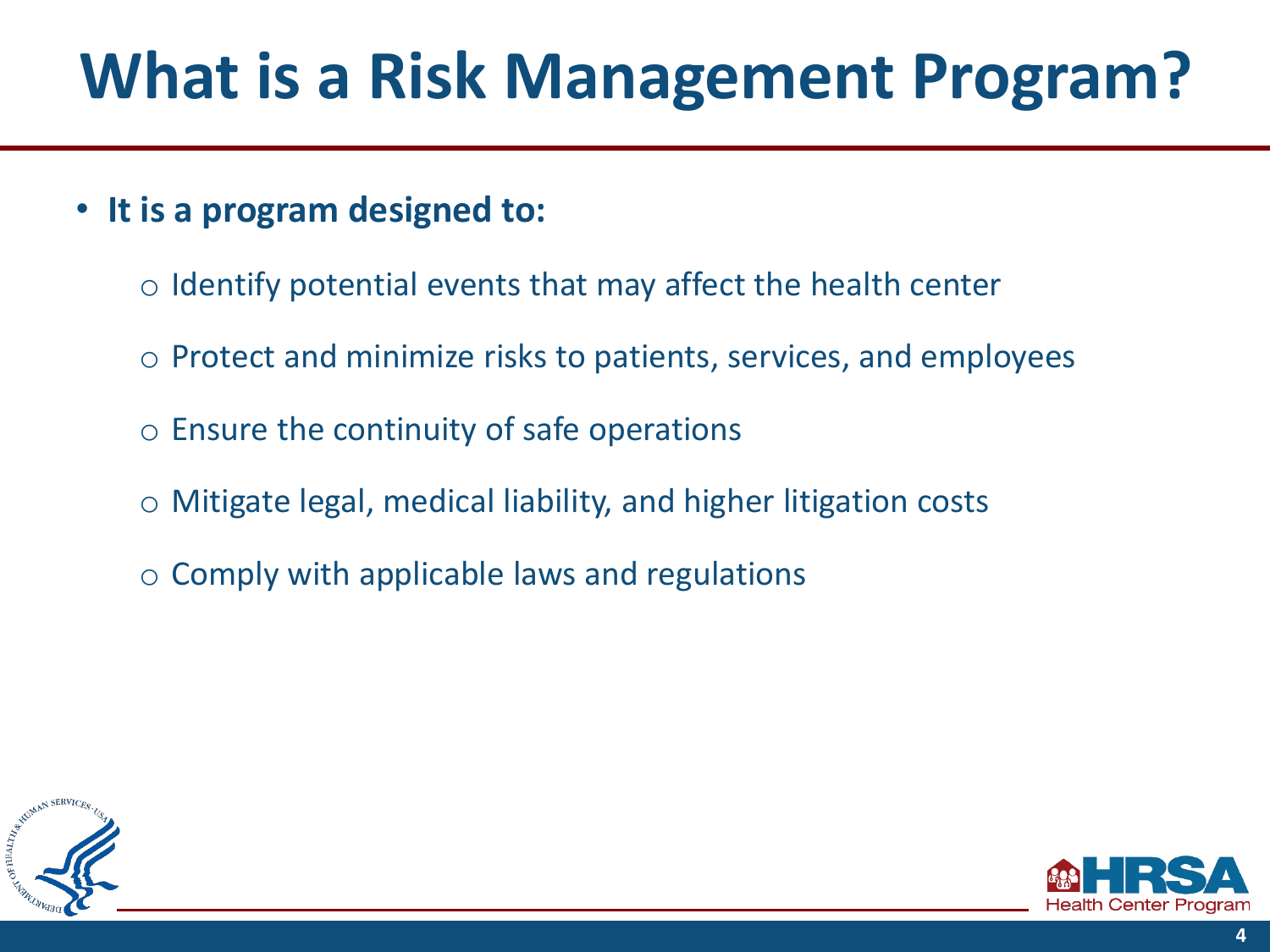# What is a Risk Management Program?

- **It is a program designed to:**
  - Identify potential events that may affect the health center
  - Protect and minimize risks to patients, services, and employees
  - Ensure the continuity of safe operations
  - Mitigate legal, medical liability, and higher litigation costs
  - Comply with applicable laws and regulations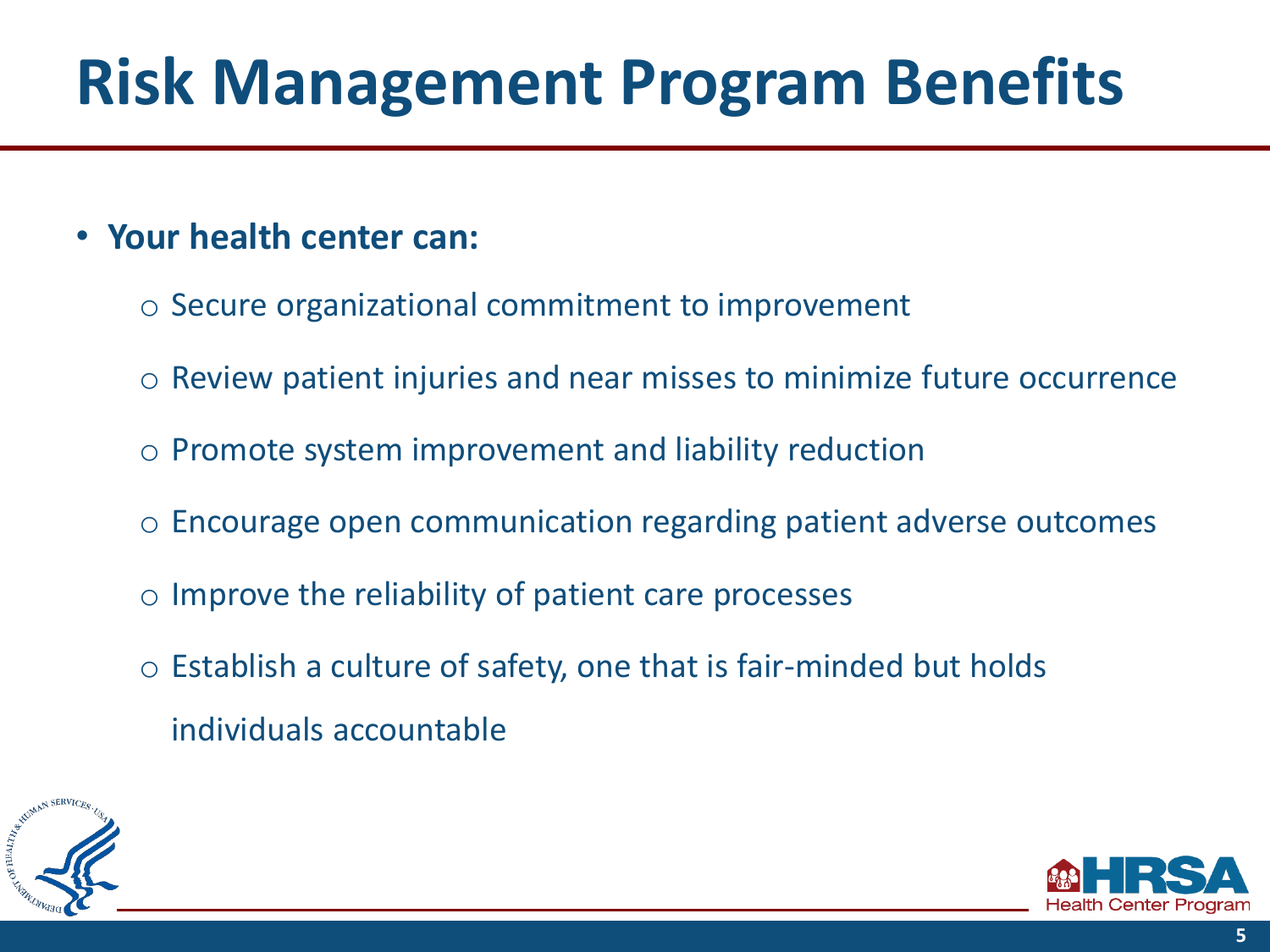# Risk Management Program Benefits

- **Your health center can:**
  - Secure organizational commitment to improvement
  - Review patient injuries and near misses to minimize future occurrence
  - Promote system improvement and liability reduction
  - Encourage open communication regarding patient adverse outcomes
  - Improve the reliability of patient care processes
  - Establish a culture of safety, one that is fair-minded but holds individuals accountable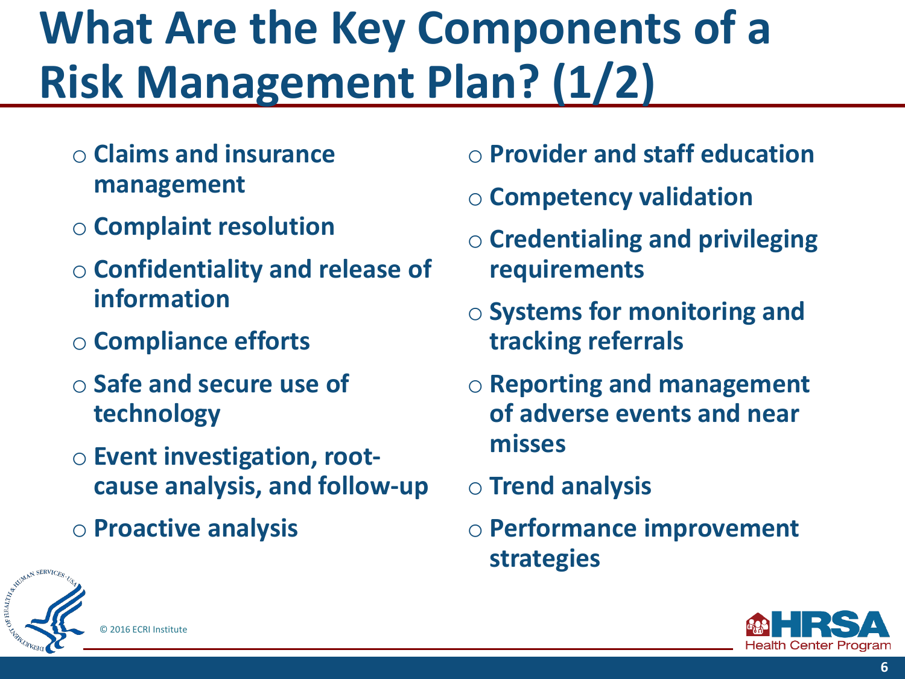# What Are the Key Components of a Risk Management Plan? (1/2)

- Claims and insurance management
- Complaint resolution
- Confidentiality and release of information
- Compliance efforts
- Safe and secure use of technology
- Event investigation, root-cause analysis, and follow-up
- Proactive analysis
- Provider and staff education
- Competency validation
- Credentialing and privileging requirements
- Systems for monitoring and tracking referrals
- Reporting and management of adverse events and near misses
- Trend analysis
- Performance improvement strategies

© 2016 ECRI Institute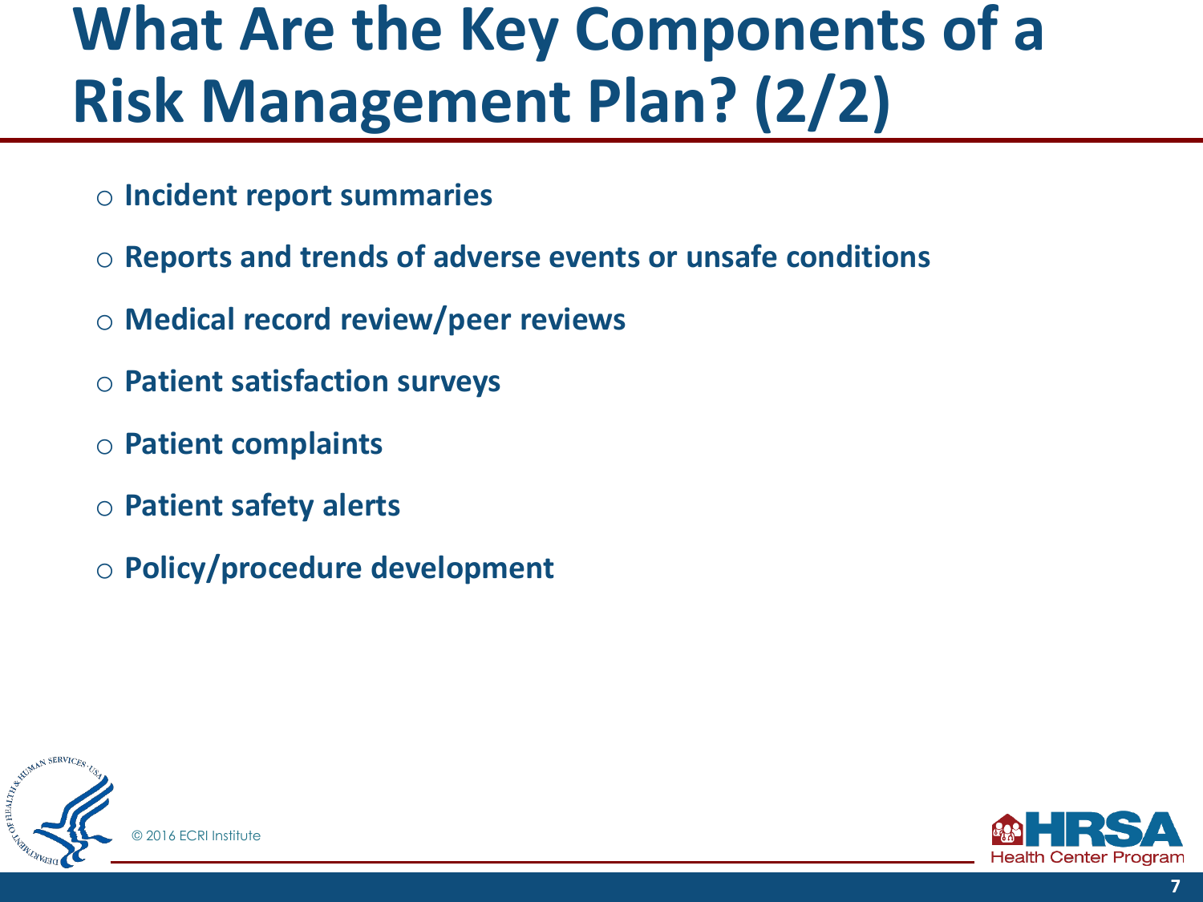# What Are the Key Components of a Risk Management Plan? (2/2)

- **Incident report summaries**
- **Reports and trends of adverse events or unsafe conditions**
- **Medical record review/peer reviews**
- **Patient satisfaction surveys**
- **Patient complaints**
- **Patient safety alerts**
- **Policy/procedure development**

© 2016 ECRI Institute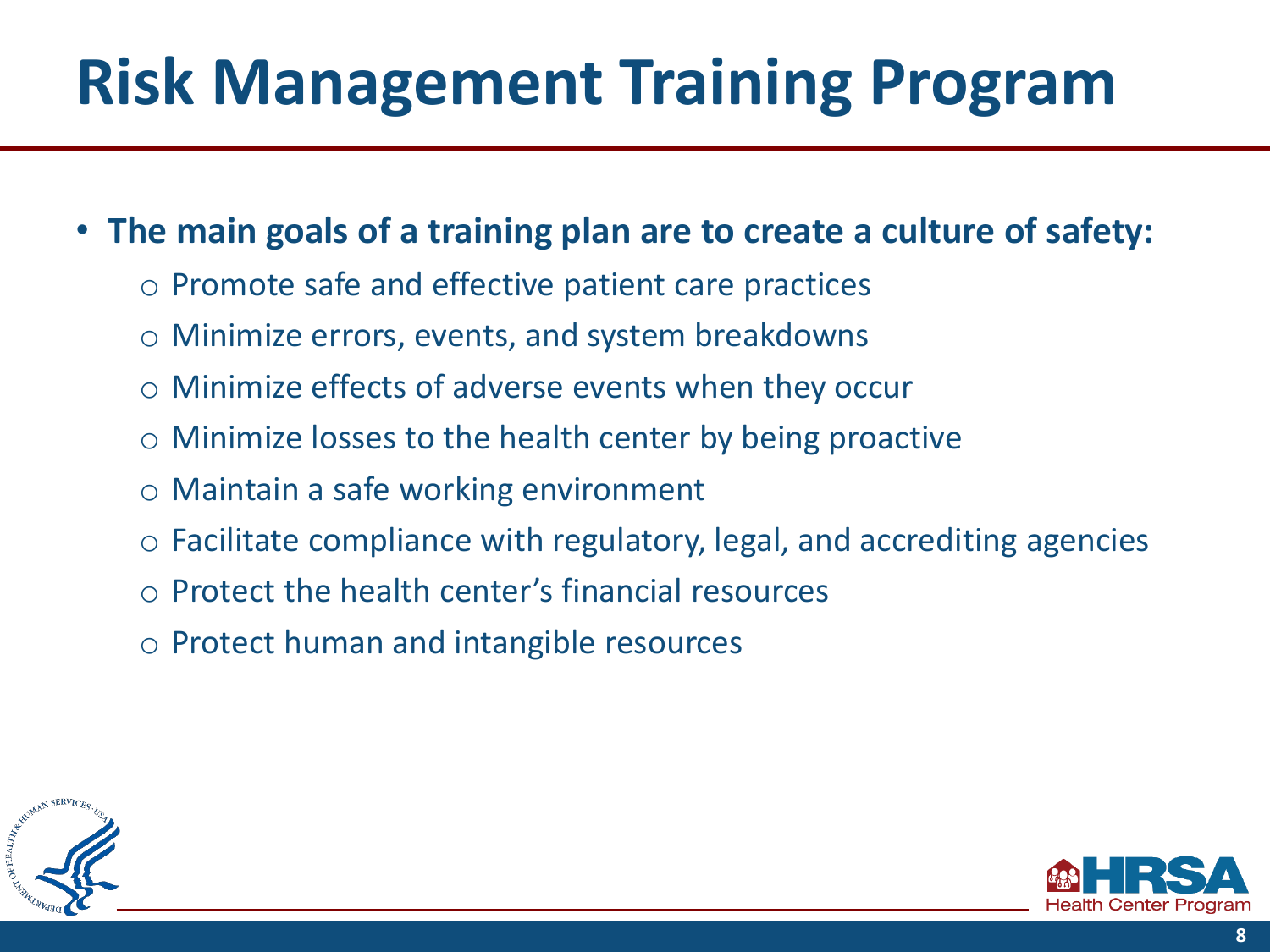# Risk Management Training Program

- **The main goals of a training plan are to create a culture of safety:**
  - Promote safe and effective patient care practices
  - Minimize errors, events, and system breakdowns
  - Minimize effects of adverse events when they occur
  - Minimize losses to the health center by being proactive
  - Maintain a safe working environment
  - Facilitate compliance with regulatory, legal, and accrediting agencies
  - Protect the health center's financial resources
  - Protect human and intangible resources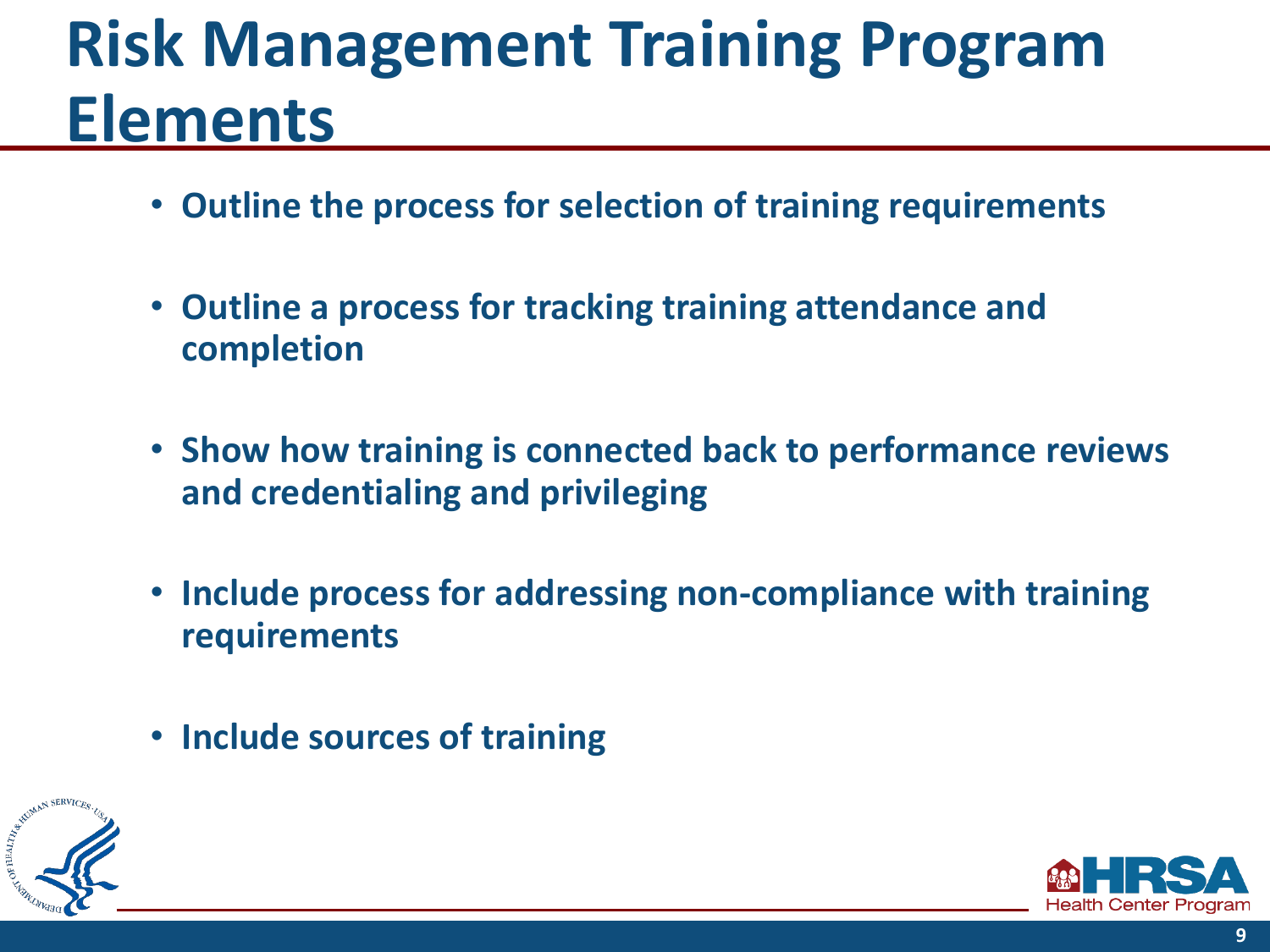# Risk Management Training Program Elements

- Outline the process for selection of training requirements
- Outline a process for tracking training attendance and completion
- Show how training is connected back to performance reviews and credentialing and privileging
- Include process for addressing non-compliance with training requirements
- Include sources of training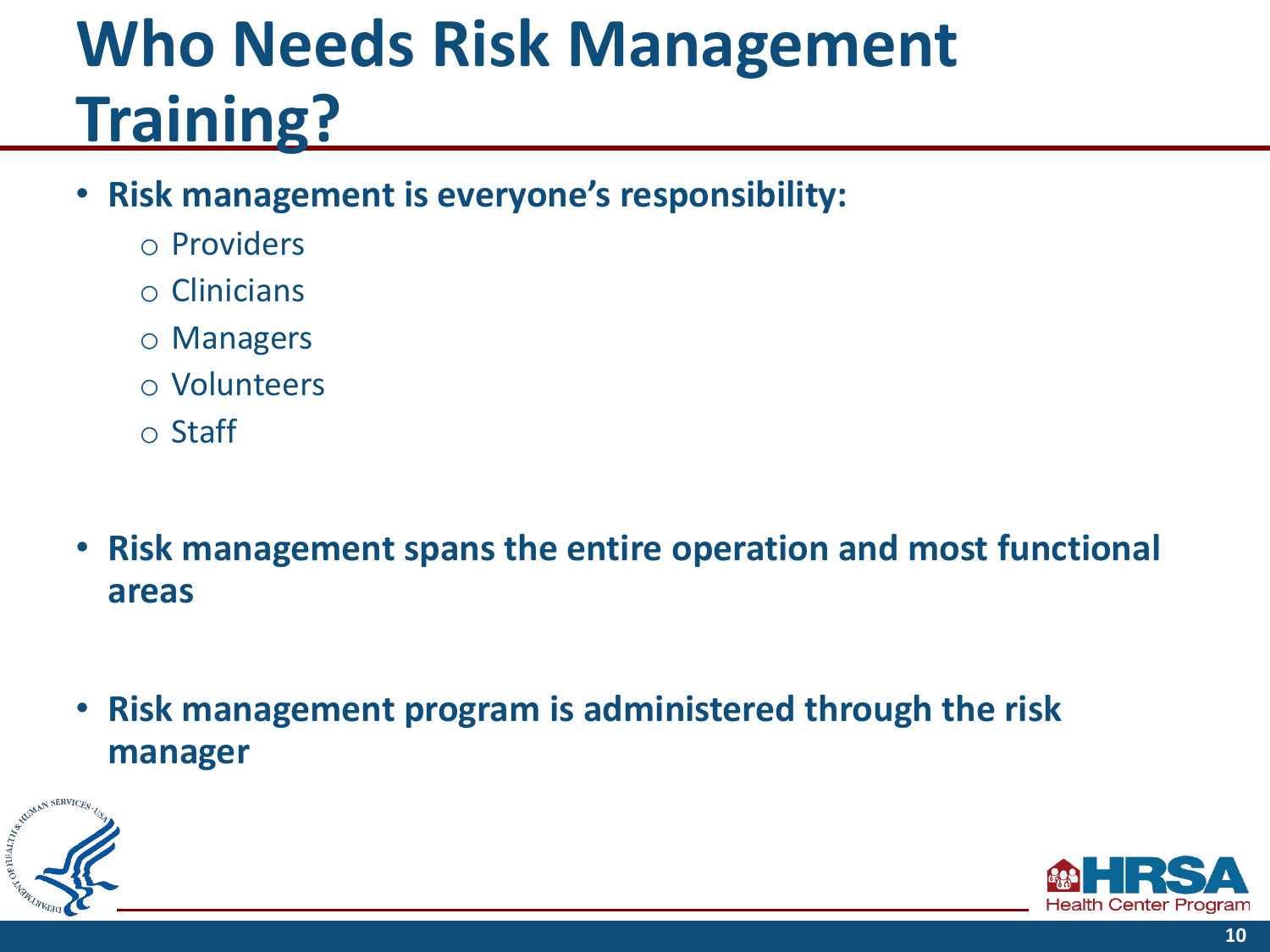# Who Needs Risk Management Training?

- **Risk management is everyone's responsibility:**
  - Providers
  - Clinicians
  - Managers
  - Volunteers
  - Staff

- **Risk management spans the entire operation and most functional areas**

- **Risk management program is administered through the risk manager**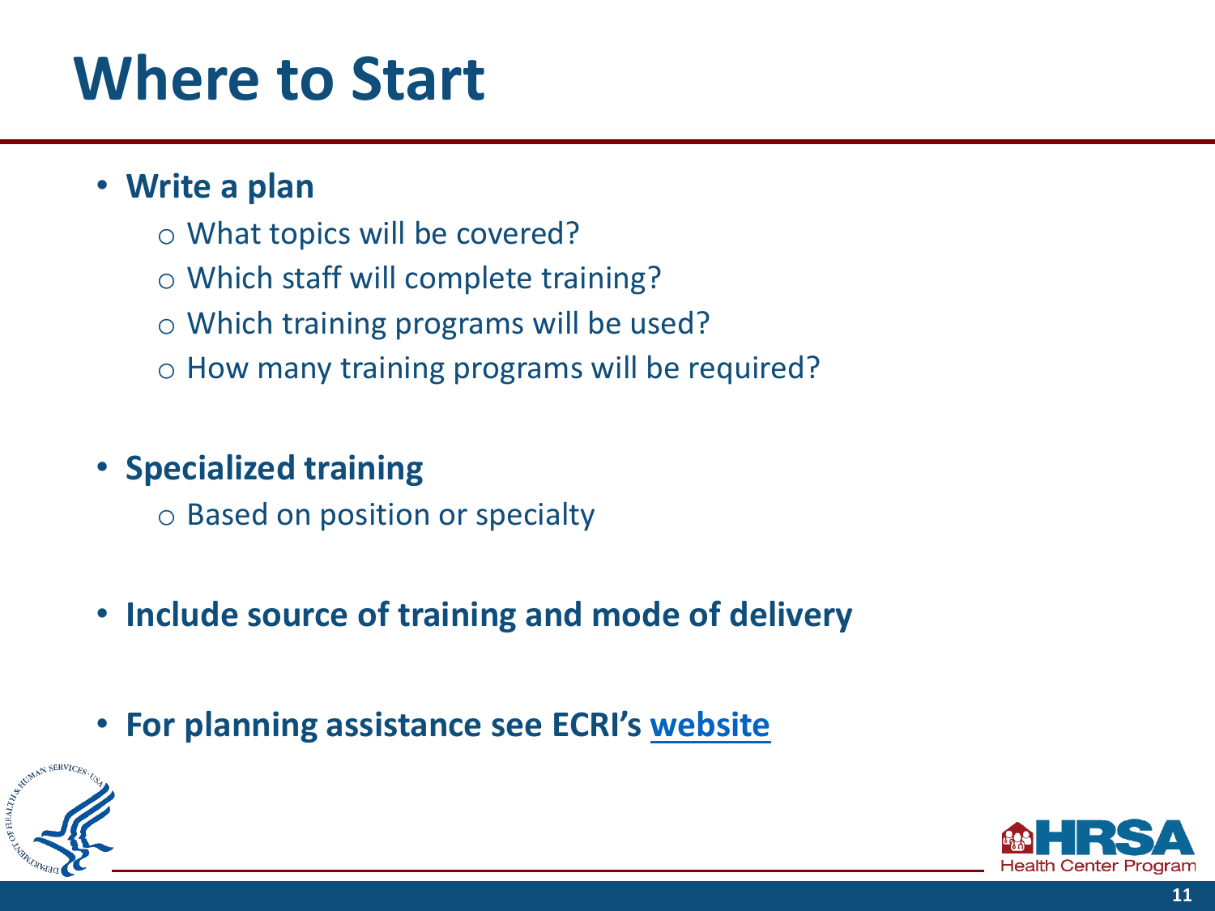# Where to Start

- **Write a plan**
  - What topics will be covered?
  - Which staff will complete training?
  - Which training programs will be used?
  - How many training programs will be required?

- **Specialized training**
  - Based on position or specialty

- **Include source of training and mode of delivery**

- **For planning assistance see ECRI's website**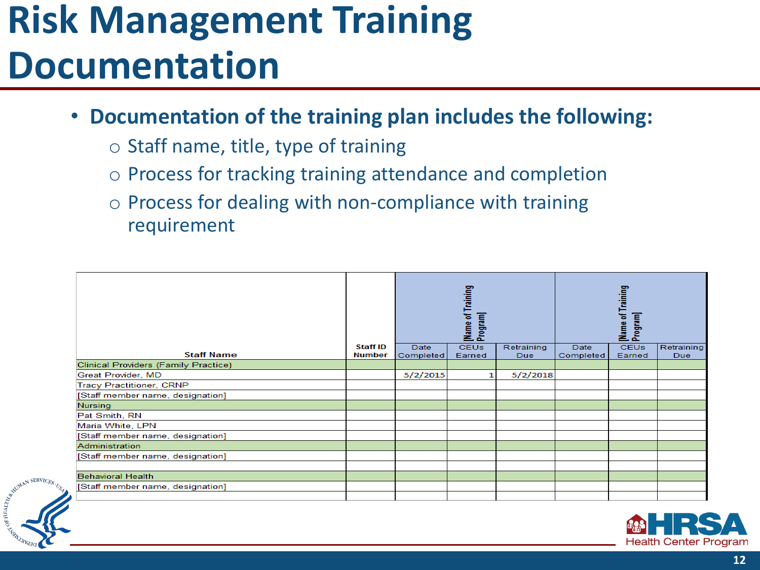# Risk Management Training Documentation

- **Documentation of the training plan includes the following:**
  - Staff name, title, type of training
  - Process for tracking training attendance and completion
  - Process for dealing with non-compliance with training requirement

| Staff Name | Staff ID Number | [Name of Training Program] | | | [Name of Training Program] | | |
|---|---|---|---|---|---|---|---|
| | | Date Completed | CEUs Earned | Retraining Due | Date Completed | CEUs Earned | Retraining Due |
| Clinical Providers (Family Practice) | | | | | | | |
| Great Provider, MD | | 5/2/2015 | 1 | 5/2/2018 | | | |
| Tracy Practitioner, CRNP | | | | | | | |
| [Staff member name, designation] | | | | | | | |
| Nursing | | | | | | | |
| Pat Smith, RN | | | | | | | |
| Maria White, LPN | | | | | | | |
| [Staff member name, designation] | | | | | | | |
| Administration | | | | | | | |
| [Staff member name, designation] | | | | | | | |
| | | | | | | | |
| Behavioral Health | | | | | | | |
| [Staff member name, designation] | | | | | | | |
| | | | | | | | |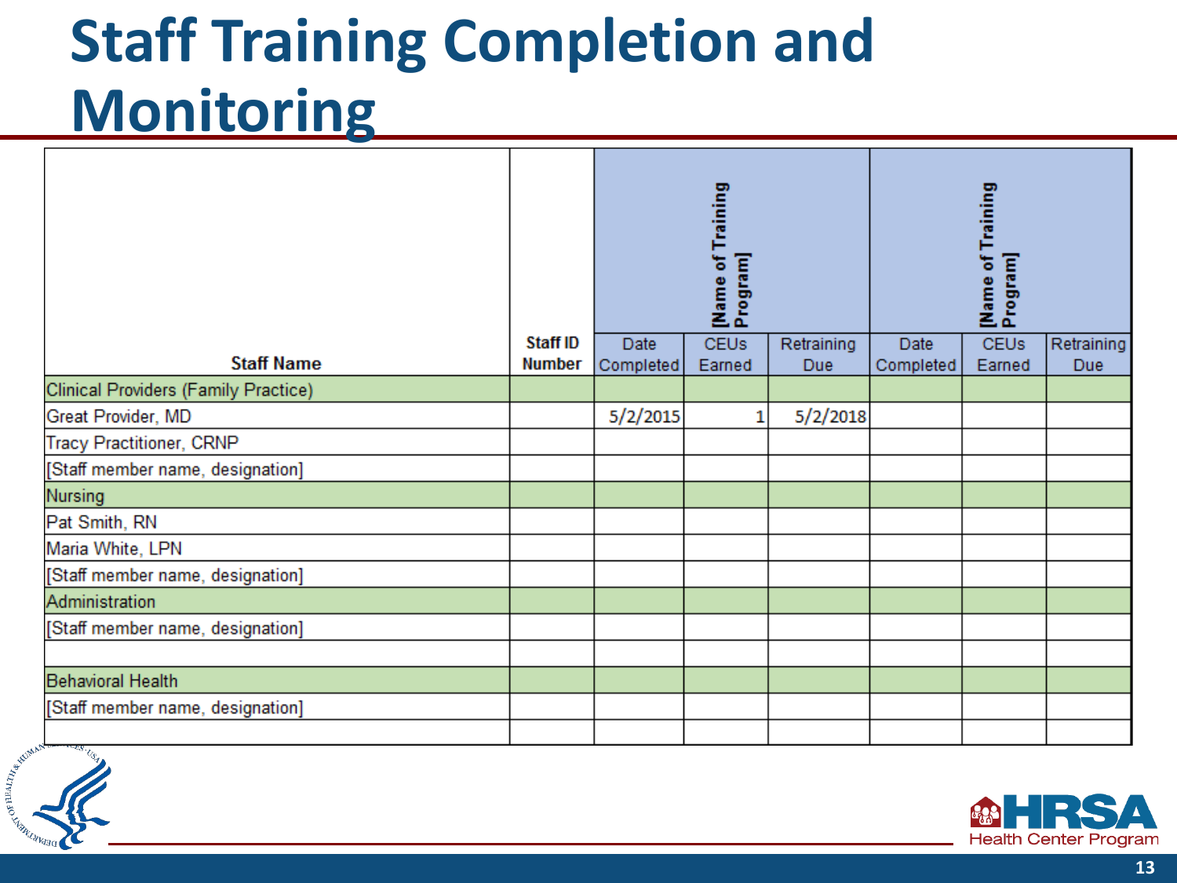# Staff Training Completion and Monitoring

| Staff Name | Staff ID Number | [Name of Training Program] | | | [Name of Training Program] | | |
|---|---|---|---|---|---|---|---|
| | | Date Completed | CEUs Earned | Retraining Due | Date Completed | CEUs Earned | Retraining Due |
| Clinical Providers (Family Practice) | | | | | | | |
| Great Provider, MD | | 5/2/2015 | 1 | 5/2/2018 | | | |
| Tracy Practitioner, CRNP | | | | | | | |
| [Staff member name, designation] | | | | | | | |
| Nursing | | | | | | | |
| Pat Smith, RN | | | | | | | |
| Maria White, LPN | | | | | | | |
| [Staff member name, designation] | | | | | | | |
| Administration | | | | | | | |
| [Staff member name, designation] | | | | | | | |
| | | | | | | | |
| Behavioral Health | | | | | | | |
| [Staff member name, designation] | | | | | | | |
| | | | | | | | |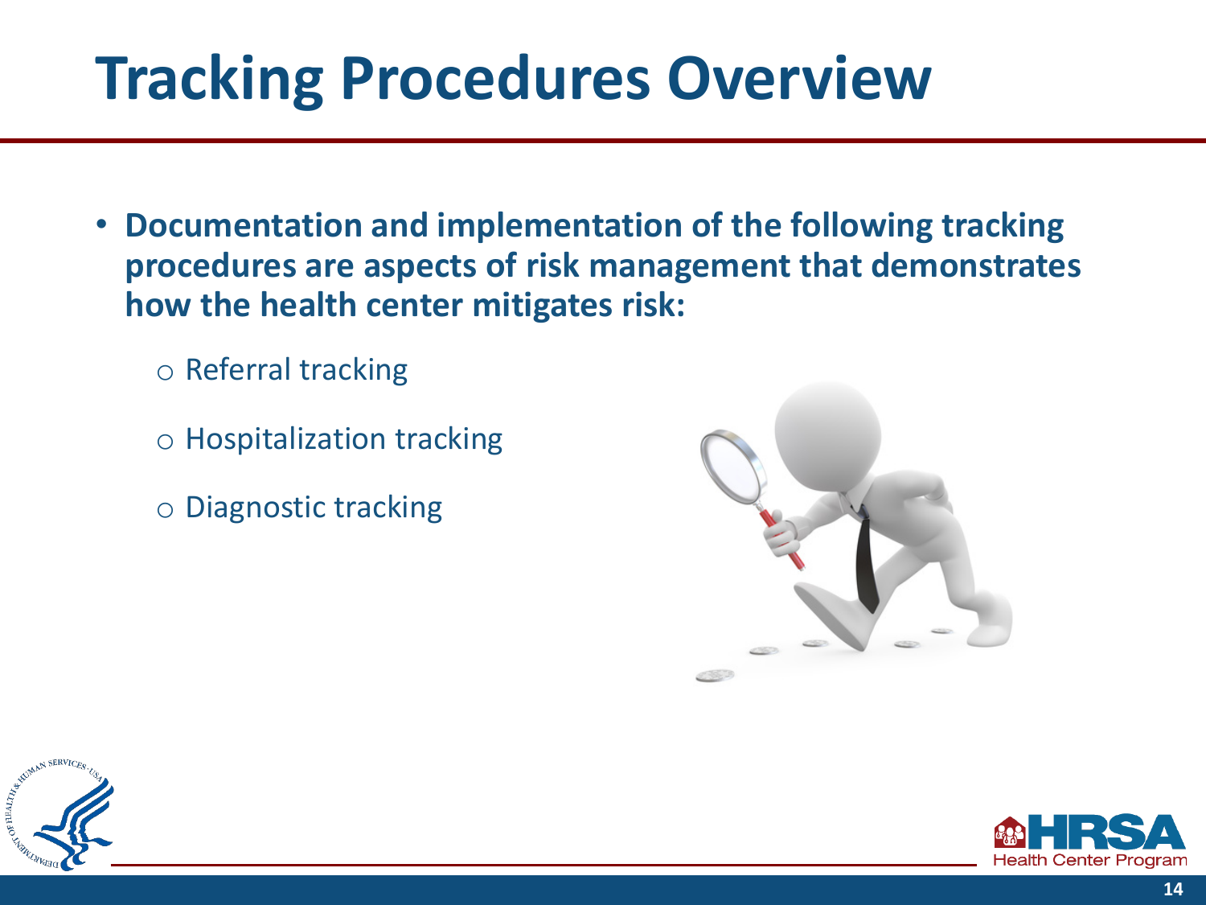# Tracking Procedures Overview

- **Documentation and implementation of the following tracking procedures are aspects of risk management that demonstrates how the health center mitigates risk:**
  - Referral tracking
  - Hospitalization tracking
  - Diagnostic tracking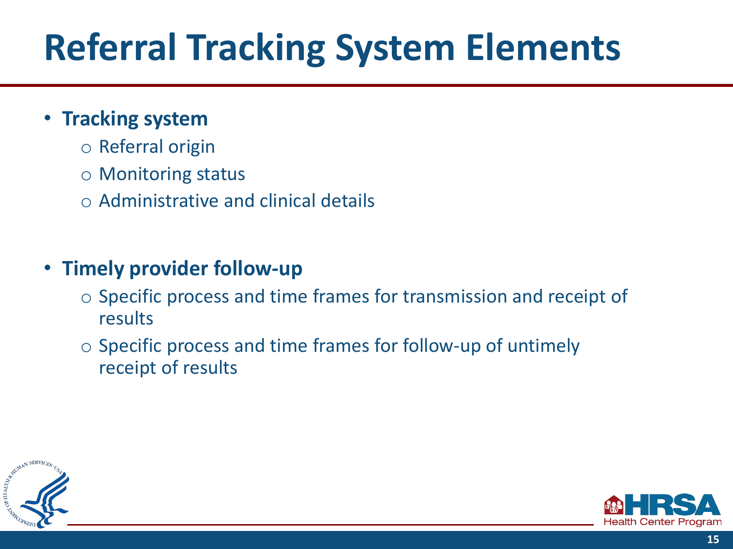# Referral Tracking System Elements

- **Tracking system**
  - Referral origin
  - Monitoring status
  - Administrative and clinical details

- **Timely provider follow-up**
  - Specific process and time frames for transmission and receipt of results
  - Specific process and time frames for follow-up of untimely receipt of results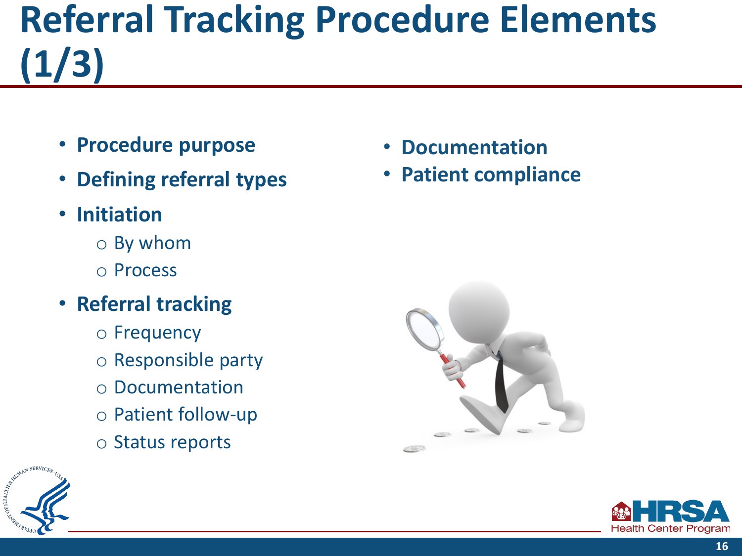# Referral Tracking Procedure Elements (1/3)

- **Procedure purpose**
- **Defining referral types**
- **Initiation**
  - By whom
  - Process
- **Referral tracking**
  - Frequency
  - Responsible party
  - Documentation
  - Patient follow-up
  - Status reports
- **Documentation**
- **Patient compliance**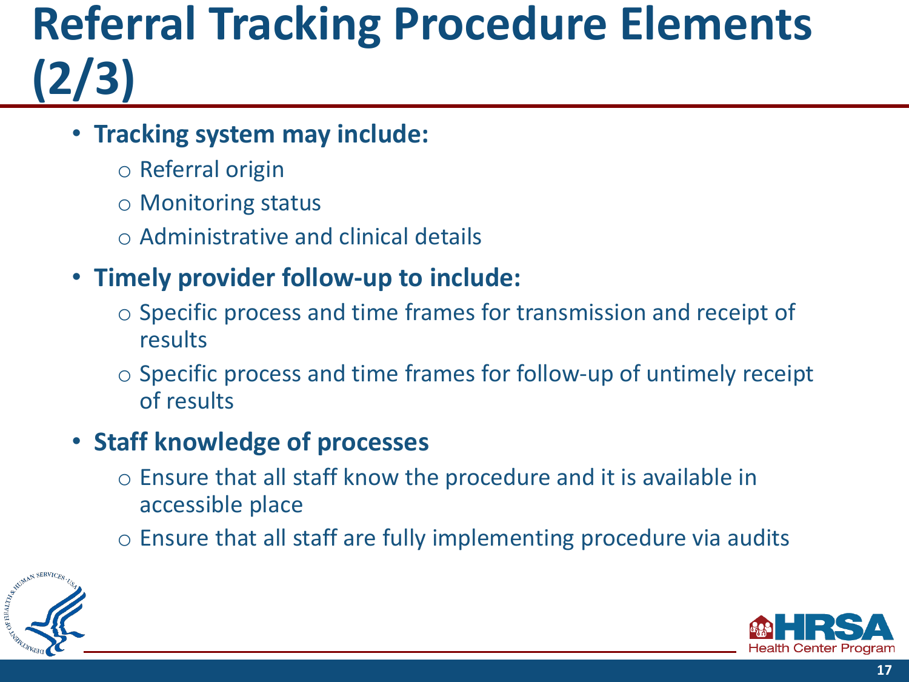# Referral Tracking Procedure Elements (2/3)

- **Tracking system may include:**
  - Referral origin
  - Monitoring status
  - Administrative and clinical details
- **Timely provider follow-up to include:**
  - Specific process and time frames for transmission and receipt of results
  - Specific process and time frames for follow-up of untimely receipt of results
- **Staff knowledge of processes**
  - Ensure that all staff know the procedure and it is available in accessible place
  - Ensure that all staff are fully implementing procedure via audits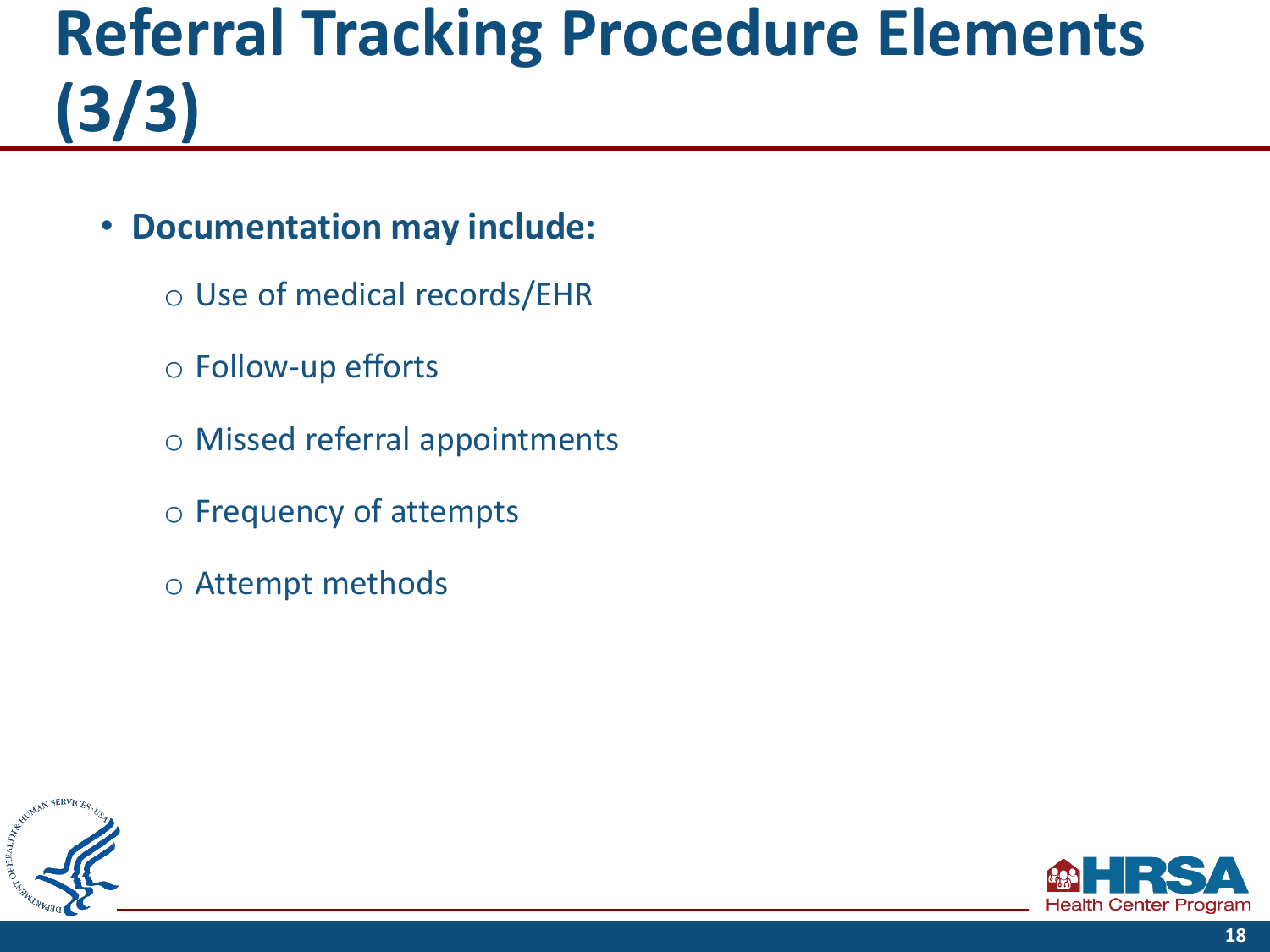# Referral Tracking Procedure Elements (3/3)

- **Documentation may include:**
  - Use of medical records/EHR
  - Follow-up efforts
  - Missed referral appointments
  - Frequency of attempts
  - Attempt methods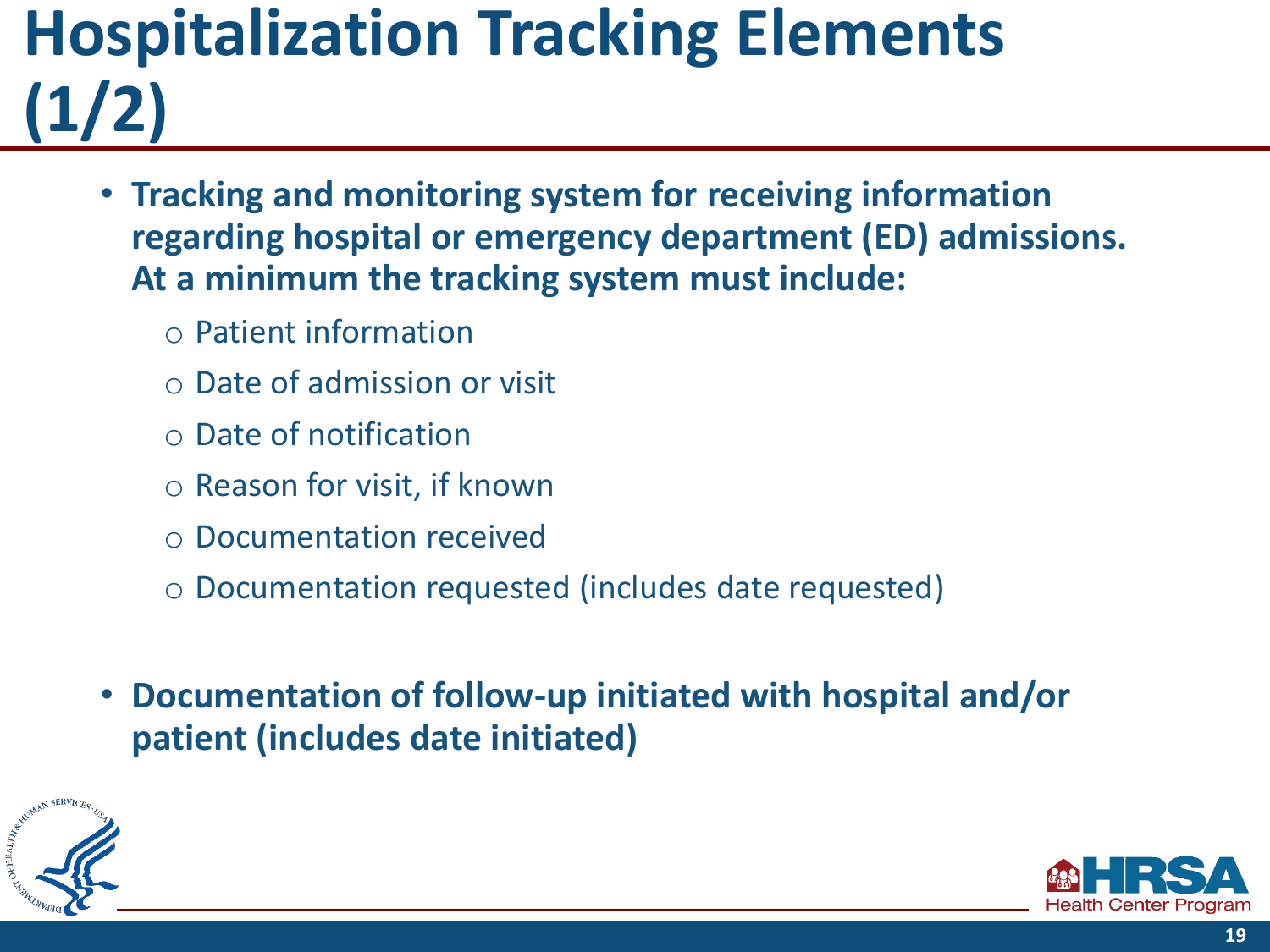# Hospitalization Tracking Elements (1/2)

- **Tracking and monitoring system for receiving information regarding hospital or emergency department (ED) admissions. At a minimum the tracking system must include:**
  - Patient information
  - Date of admission or visit
  - Date of notification
  - Reason for visit, if known
  - Documentation received
  - Documentation requested (includes date requested)

- **Documentation of follow-up initiated with hospital and/or patient (includes date initiated)**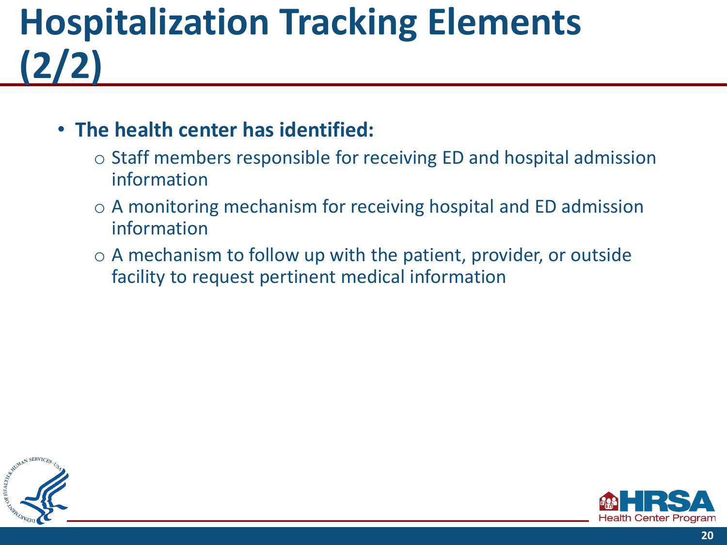# Hospitalization Tracking Elements (2/2)

- **The health center has identified:**
  - Staff members responsible for receiving ED and hospital admission information
  - A monitoring mechanism for receiving hospital and ED admission information
  - A mechanism to follow up with the patient, provider, or outside facility to request pertinent medical information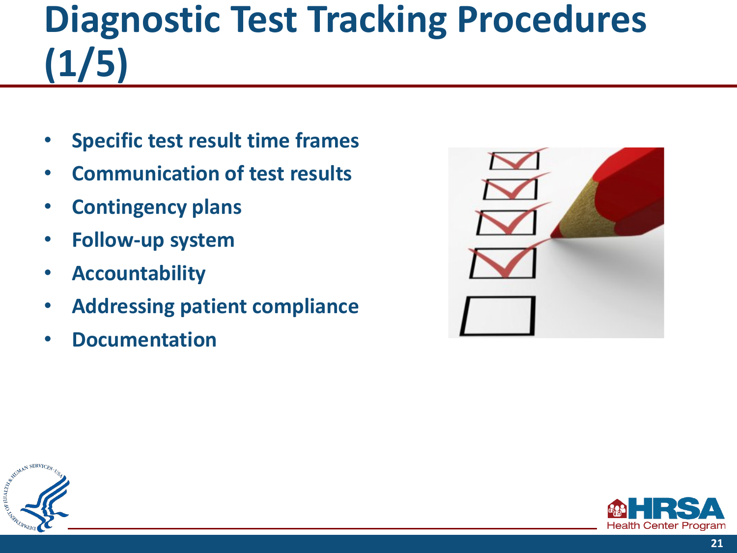# Diagnostic Test Tracking Procedures (1/5)

- Specific test result time frames
- Communication of test results
- Contingency plans
- Follow-up system
- Accountability
- Addressing patient compliance
- Documentation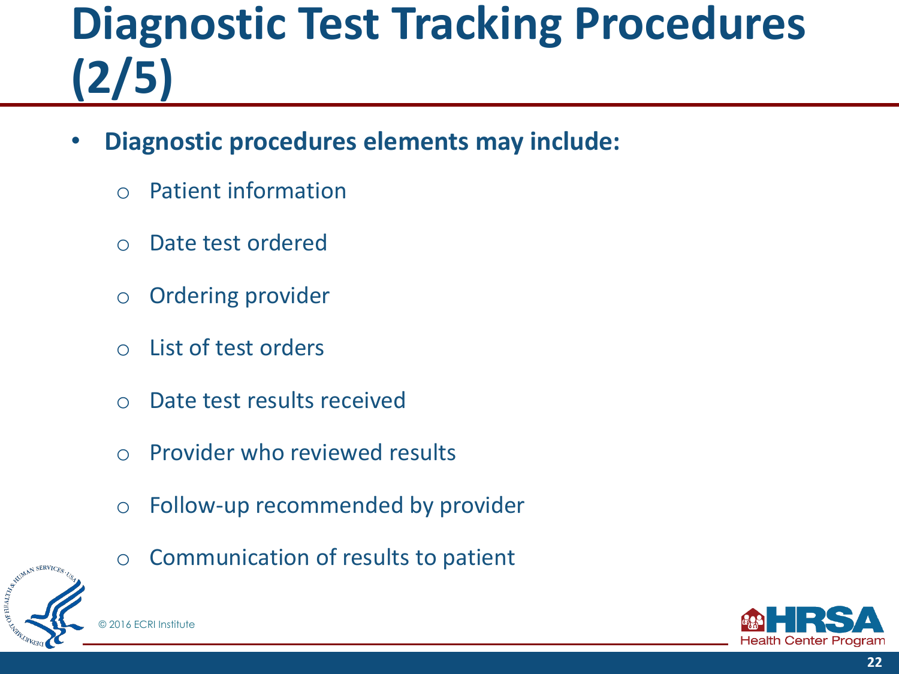# Diagnostic Test Tracking Procedures (2/5)

- **Diagnostic procedures elements may include:**
  - Patient information
  - Date test ordered
  - Ordering provider
  - List of test orders
  - Date test results received
  - Provider who reviewed results
  - Follow-up recommended by provider
  - Communication of results to patient

© 2016 ECRI Institute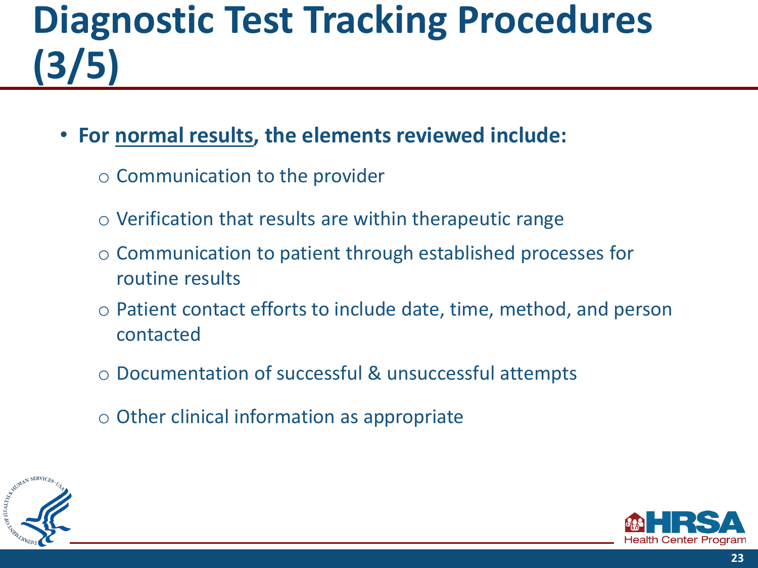# Diagnostic Test Tracking Procedures (3/5)

- **For <u>normal results</u>, the elements reviewed include:**
  - Communication to the provider
  - Verification that results are within therapeutic range
  - Communication to patient through established processes for routine results
  - Patient contact efforts to include date, time, method, and person contacted
  - Documentation of successful & unsuccessful attempts
  - Other clinical information as appropriate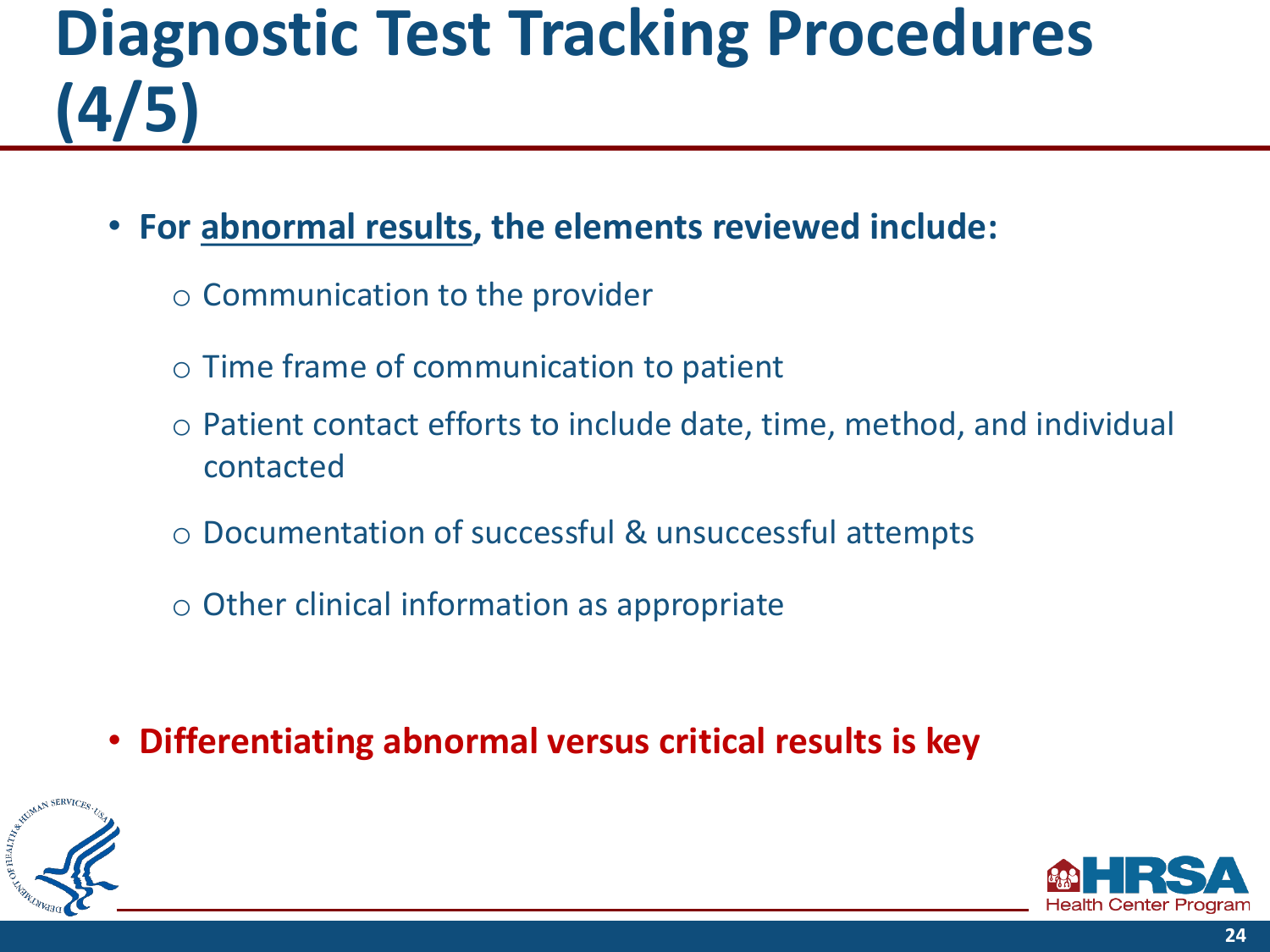# Diagnostic Test Tracking Procedures (4/5)

- **For <u>abnormal results</u>, the elements reviewed include:**
  - Communication to the provider
  - Time frame of communication to patient
  - Patient contact efforts to include date, time, method, and individual contacted
  - Documentation of successful & unsuccessful attempts
  - Other clinical information as appropriate

- **Differentiating abnormal versus critical results is key**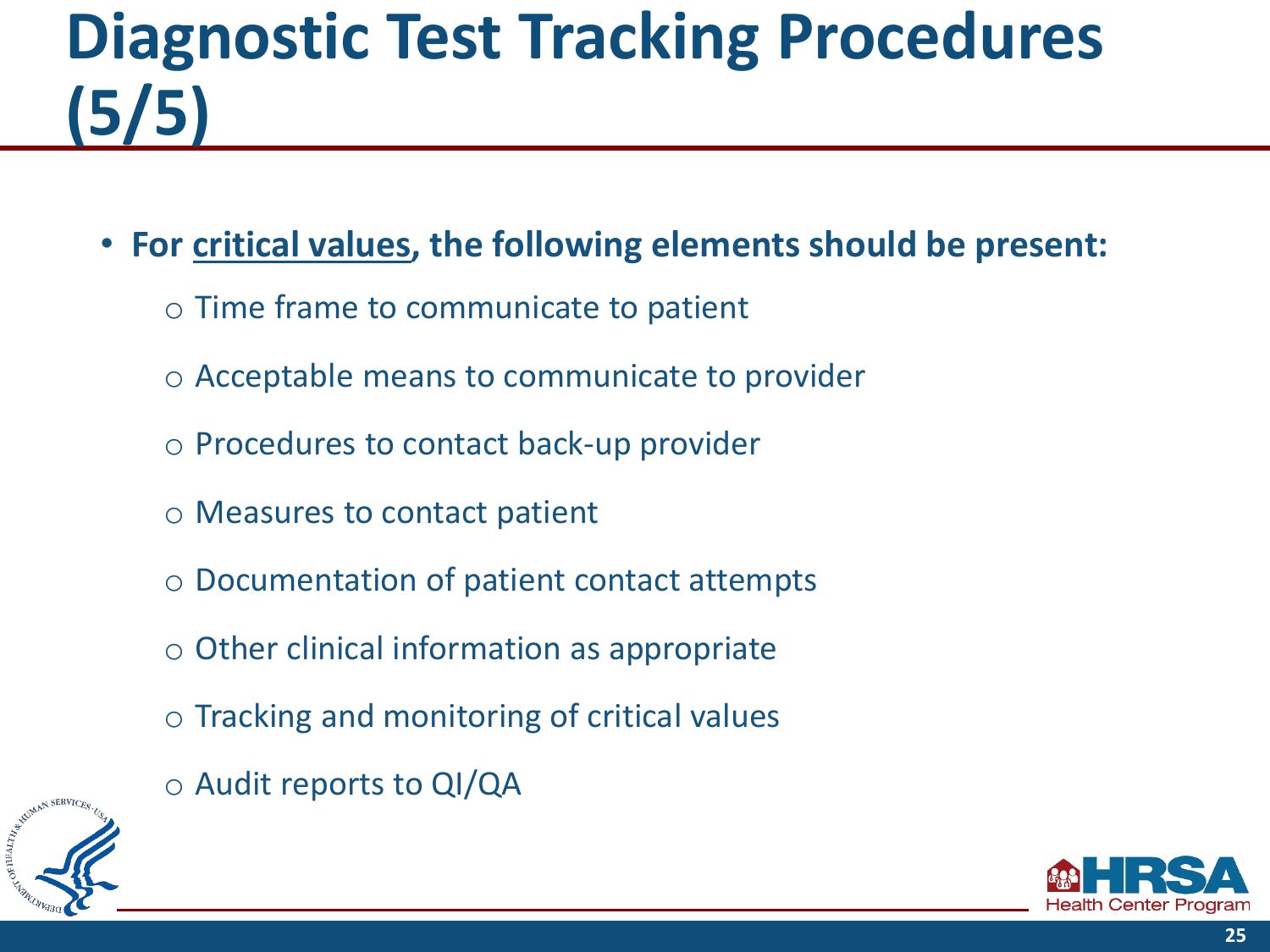# Diagnostic Test Tracking Procedures (5/5)

- **For <u>critical values</u>, the following elements should be present:**
  - Time frame to communicate to patient
  - Acceptable means to communicate to provider
  - Procedures to contact back-up provider
  - Measures to contact patient
  - Documentation of patient contact attempts
  - Other clinical information as appropriate
  - Tracking and monitoring of critical values
  - Audit reports to QI/QA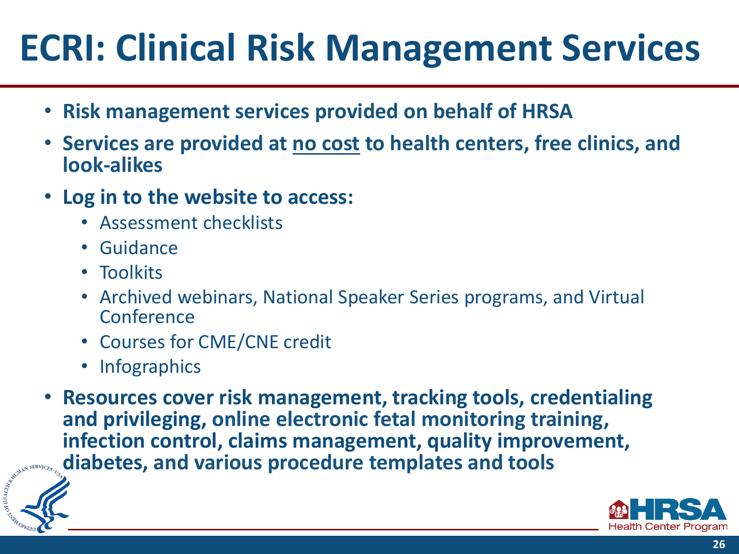# ECRI: Clinical Risk Management Services

- **Risk management services provided on behalf of HRSA**
- **Services are provided at <u>no cost</u> to health centers, free clinics, and look-alikes**
- **Log in to the website to access:**
  - Assessment checklists
  - Guidance
  - Toolkits
  - Archived webinars, National Speaker Series programs, and Virtual Conference
  - Courses for CME/CNE credit
  - Infographics
- **Resources cover risk management, tracking tools, credentialing and privileging, online electronic fetal monitoring training, infection control, claims management, quality improvement, diabetes, and various procedure templates and tools**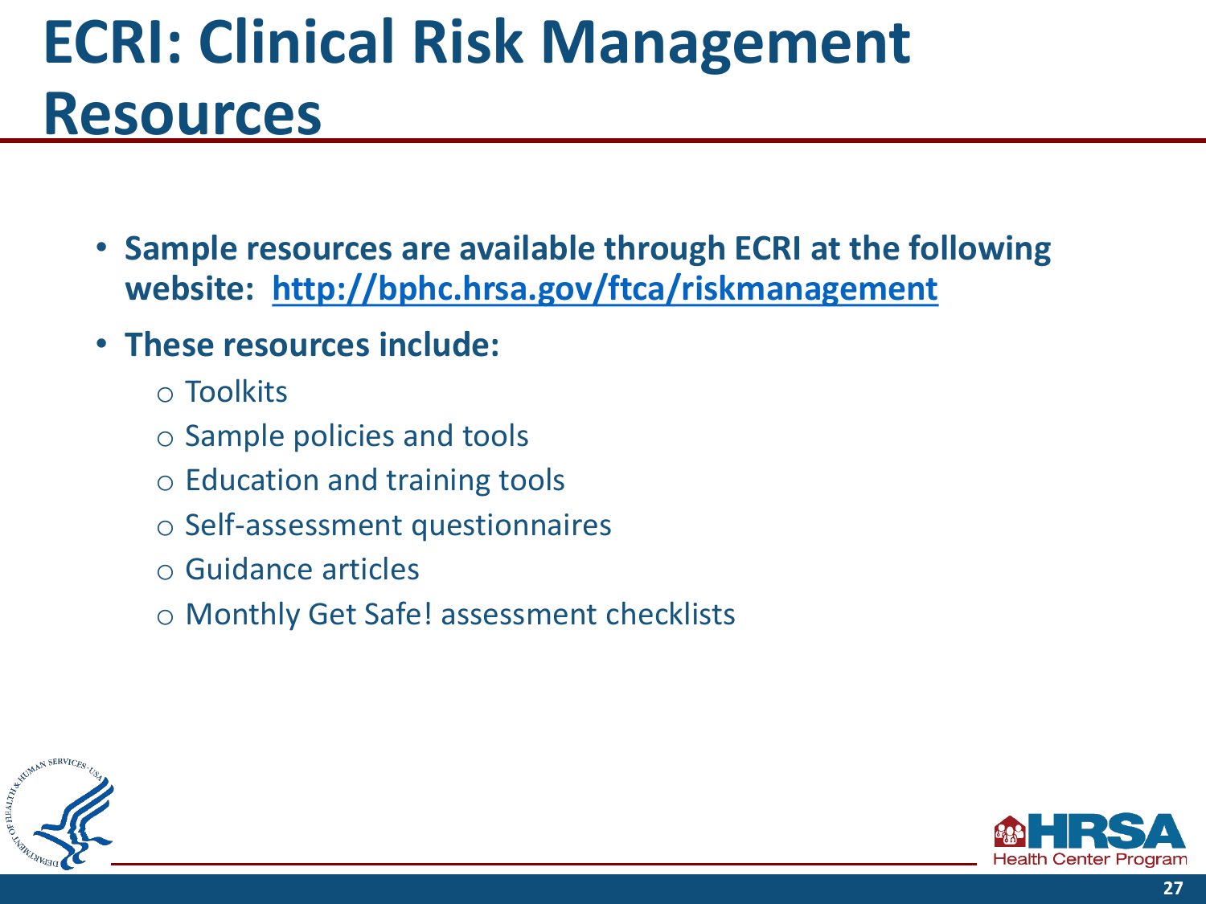# ECRI: Clinical Risk Management Resources

- **Sample resources are available through ECRI at the following website: [http://bphc.hrsa.gov/ftca/riskmanagement](http://bphc.hrsa.gov/ftca/riskmanagement)**
- **These resources include:**
  - Toolkits
  - Sample policies and tools
  - Education and training tools
  - Self-assessment questionnaires
  - Guidance articles
  - Monthly Get Safe! assessment checklists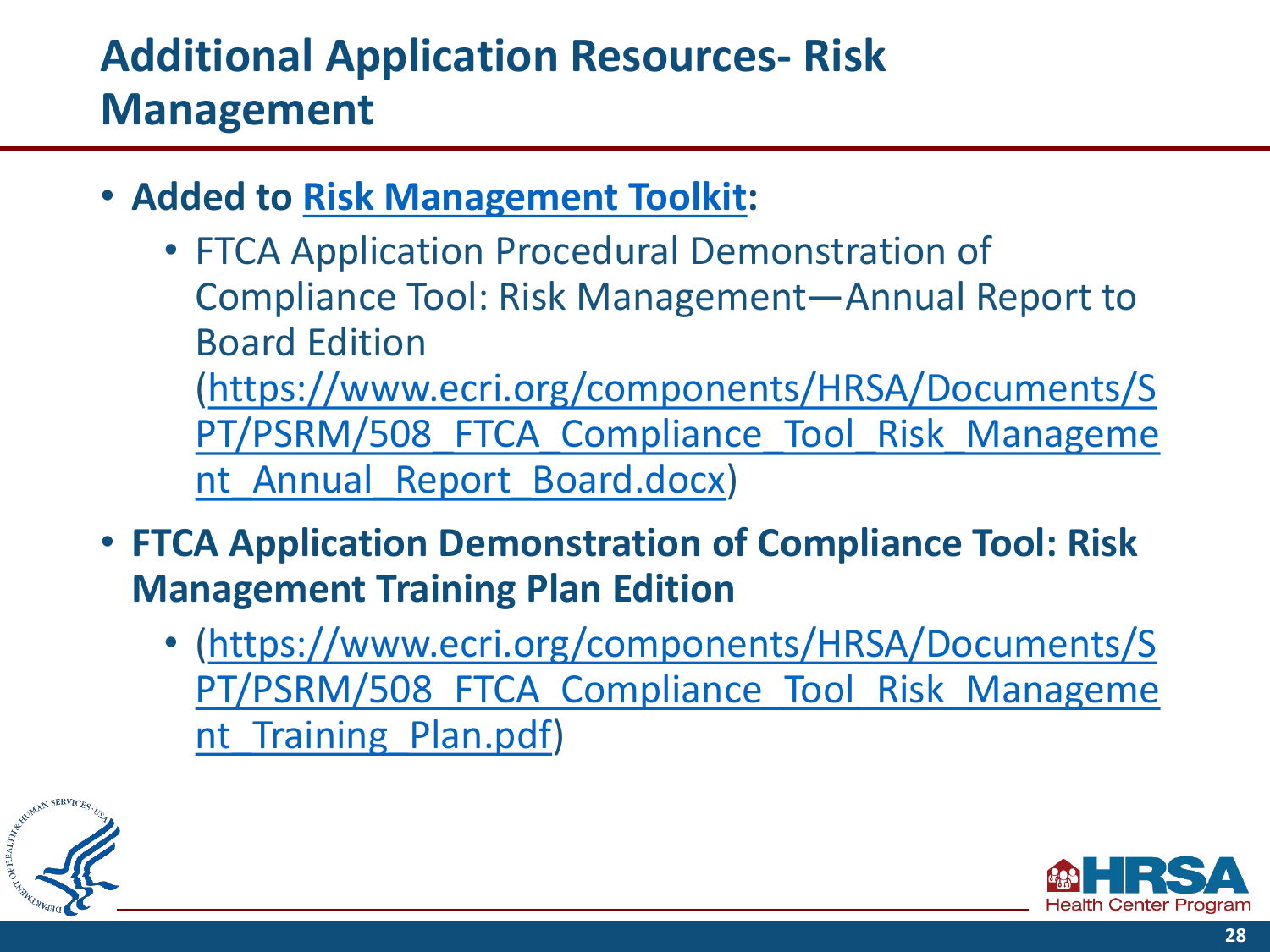# Additional Application Resources- Risk Management

- **Added to [Risk Management Toolkit](#):**
  - FTCA Application Procedural Demonstration of Compliance Tool: Risk Management—Annual Report to Board Edition (https://www.ecri.org/components/HRSA/Documents/SPT/PSRM/508_FTCA_Compliance_Tool_Risk_Management_Annual_Report_Board.docx)
- **FTCA Application Demonstration of Compliance Tool: Risk Management Training Plan Edition**
  - (https://www.ecri.org/components/HRSA/Documents/SPT/PSRM/508_FTCA_Compliance_Tool_Risk_Management_Training_Plan.pdf)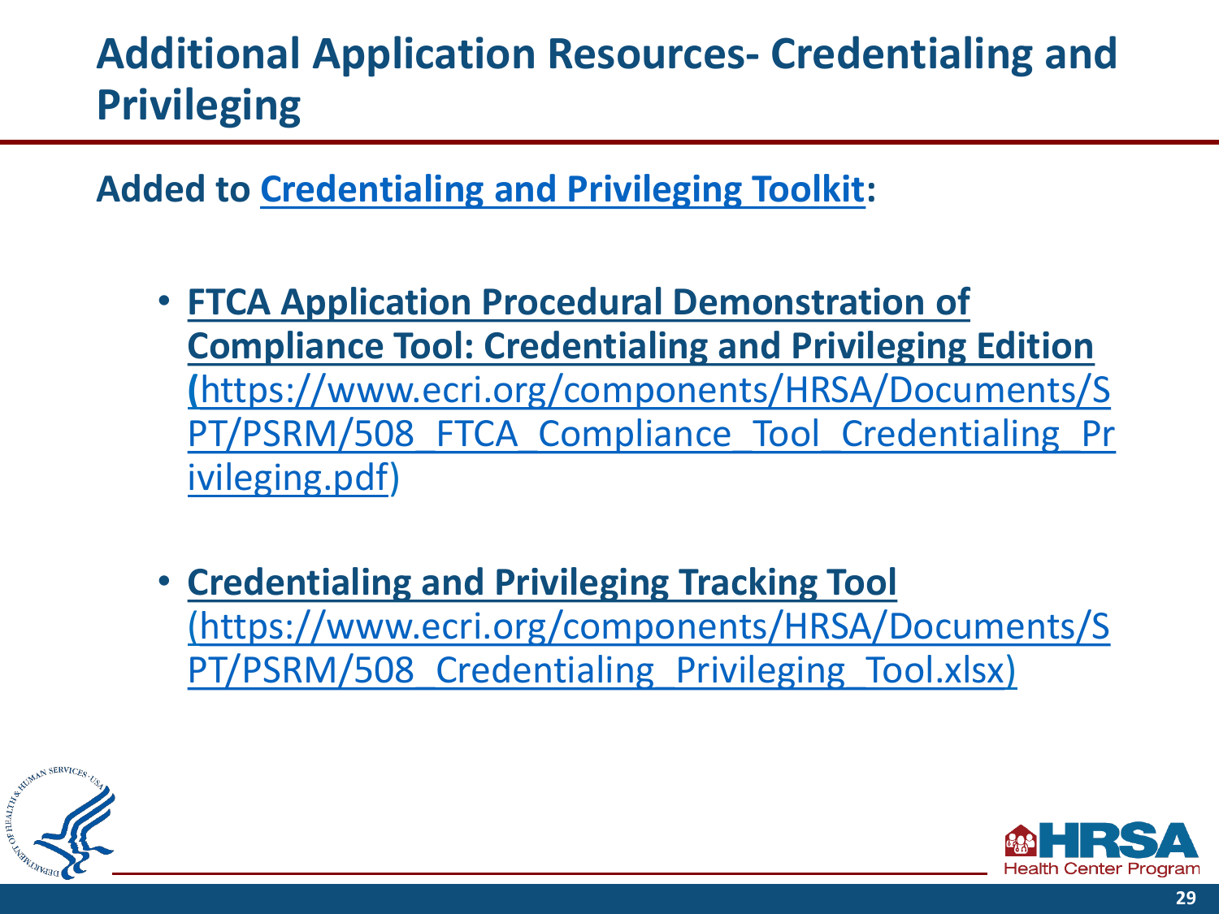# Additional Application Resources- Credentialing and Privileging

**Added to Credentialing and Privileging Toolkit:**

- **FTCA Application Procedural Demonstration of Compliance Tool: Credentialing and Privileging Edition (**https://www.ecri.org/components/HRSA/Documents/SPT/PSRM/508_FTCA_Compliance_Tool_Credentialing_Privileging.pdf)
- **Credentialing and Privileging Tracking Tool** (https://www.ecri.org/components/HRSA/Documents/SPT/PSRM/508_Credentialing_Privileging_Tool.xlsx)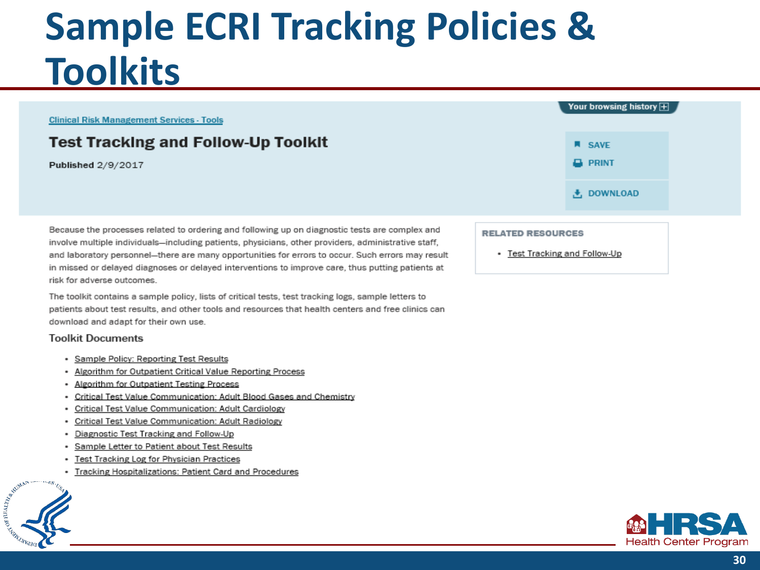# Sample ECRI Tracking Policies & Toolkits

Clinical Risk Management Services - Tools

## Test Tracking and Follow-Up Toolkit

**Published** 2/9/2017

Your browsing history

SAVE

PRINT

DOWNLOAD

Because the processes related to ordering and following up on diagnostic tests are complex and involve multiple individuals—including patients, physicians, other providers, administrative staff, and laboratory personnel—there are many opportunities for errors to occur. Such errors may result in missed or delayed diagnoses or delayed interventions to improve care, thus putting patients at risk for adverse outcomes.

The toolkit contains a sample policy, lists of critical tests, test tracking logs, sample letters to patients about test results, and other tools and resources that health centers and free clinics can download and adapt for their own use.

### Toolkit Documents

- Sample Policy: Reporting Test Results
- Algorithm for Outpatient Critical Value Reporting Process
- Algorithm for Outpatient Testing Process
- Critical Test Value Communication: Adult Blood Gases and Chemistry
- Critical Test Value Communication: Adult Cardiology
- Critical Test Value Communication: Adult Radiology
- Diagnostic Test Tracking and Follow-Up
- Sample Letter to Patient about Test Results
- Test Tracking Log for Physician Practices
- Tracking Hospitalizations: Patient Card and Procedures

**RELATED RESOURCES**

- Test Tracking and Follow-Up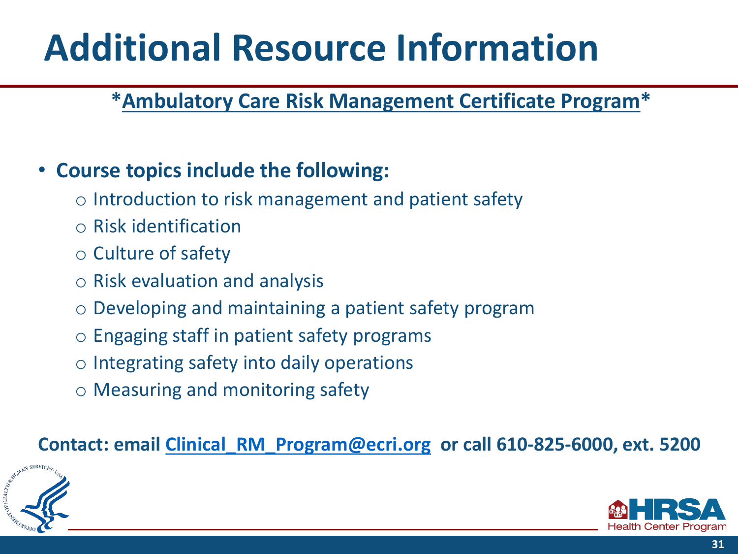# Additional Resource Information

**\*Ambulatory Care Risk Management Certificate Program\***

- **Course topics include the following:**
  - Introduction to risk management and patient safety
  - Risk identification
  - Culture of safety
  - Risk evaluation and analysis
  - Developing and maintaining a patient safety program
  - Engaging staff in patient safety programs
  - Integrating safety into daily operations
  - Measuring and monitoring safety

**Contact: email Clinical_RM_Program@ecri.org or call 610-825-6000, ext. 5200**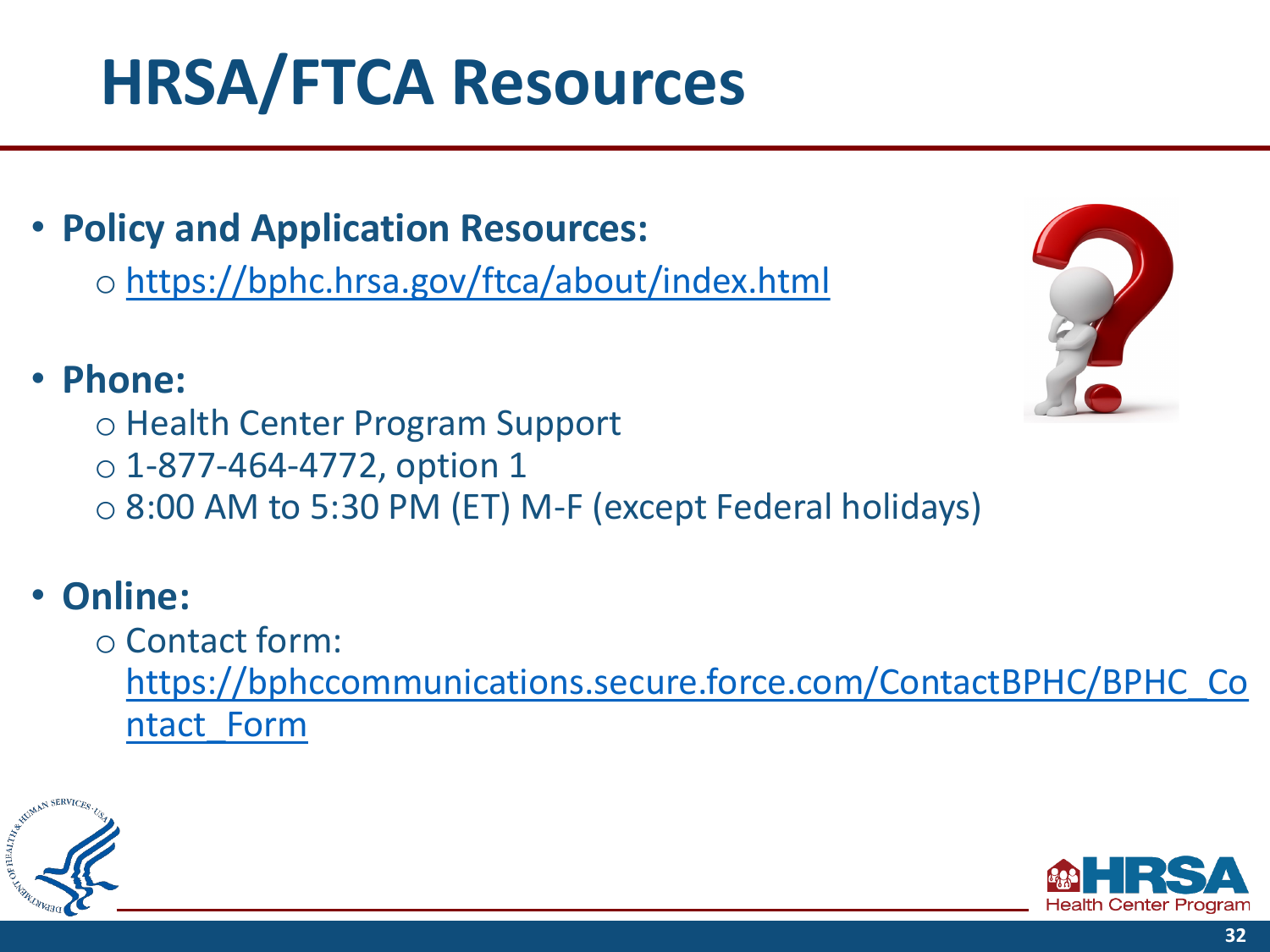# HRSA/FTCA Resources

- **Policy and Application Resources:**
  - https://bphc.hrsa.gov/ftca/about/index.html
- **Phone:**
  - Health Center Program Support
  - 1-877-464-4772, option 1
  - 8:00 AM to 5:30 PM (ET) M-F (except Federal holidays)
- **Online:**
  - Contact form: https://bphccommunications.secure.force.com/ContactBPHC/BPHC_Contact_Form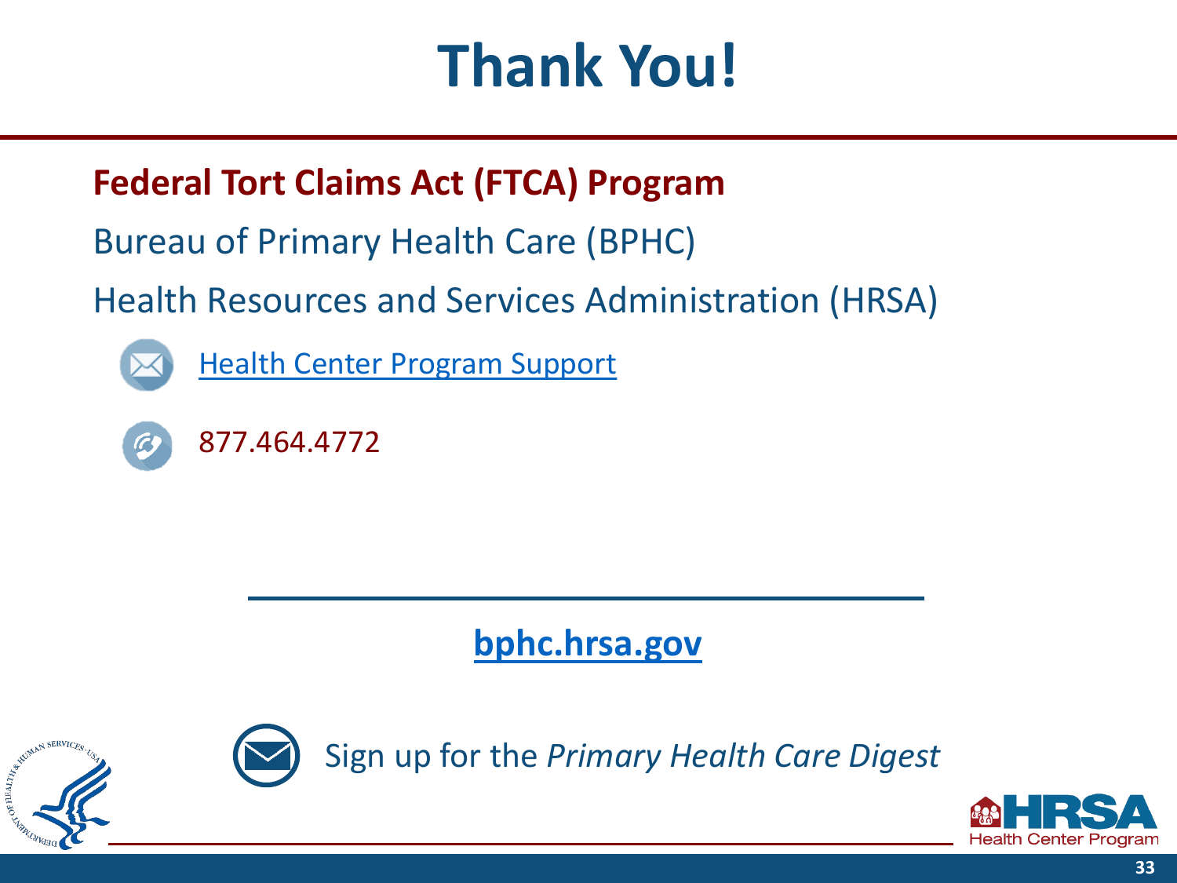# Thank You!

**Federal Tort Claims Act (FTCA) Program**

Bureau of Primary Health Care (BPHC)

Health Resources and Services Administration (HRSA)

Health Center Program Support

877.464.4772

**bphc.hrsa.gov**

Sign up for the *Primary Health Care Digest*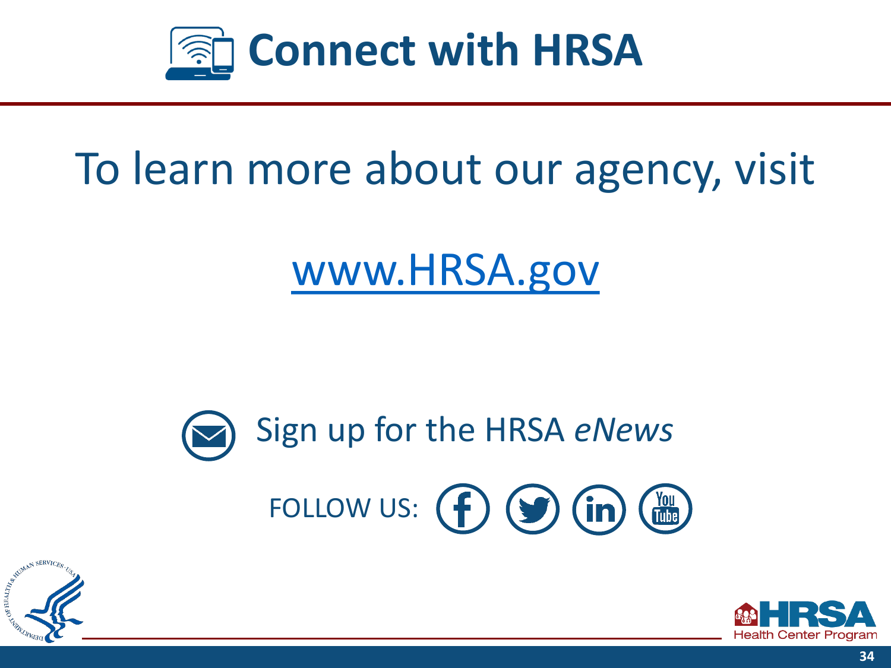# Connect with HRSA

To learn more about our agency, visit

www.HRSA.gov

Sign up for the HRSA *eNews*

FOLLOW US:

HRSA Health Center Program